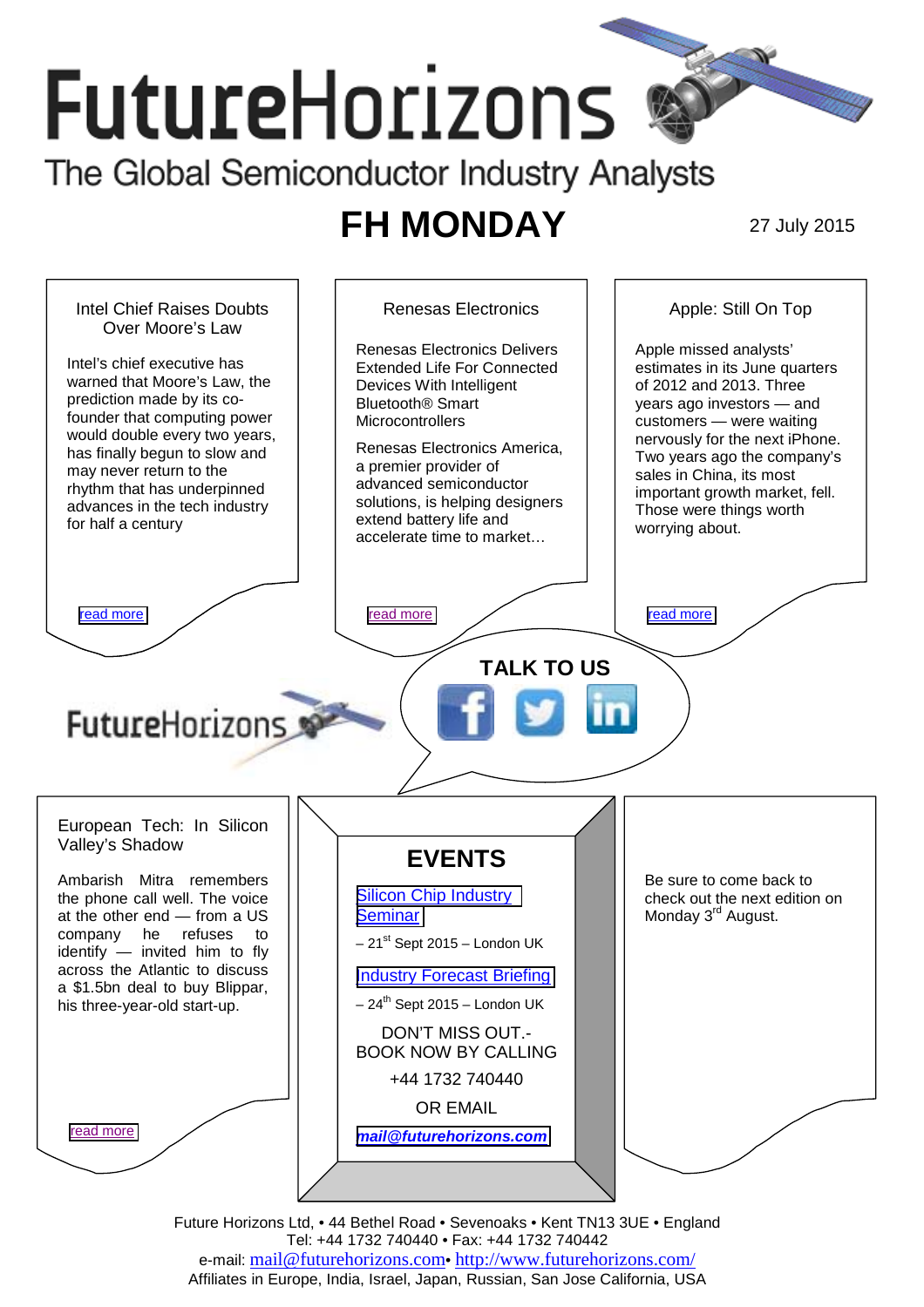# FutureHorizons

The Global Semiconductor Industry Analysts

## FH MONDAY

27 July 2015

### Intel Chief Raises Doubts Over Moore's Law

Intel's chief executive has warned that Moore's Law, the prediction made by its co-founder that computing power would double every two years, has finally begun to slow and may never return to the rhythm that has underpinned advances in the tech industry for half a century

read more

### Renesas Electronics

Renesas Electronics Delivers Extended Life For Connected Devices With Intelligent Bluetooth® Smart Microcontrollers

Renesas Electronics America, a premier provider of advanced semiconductor solutions, is helping designers extend battery life and accelerate time to market…

read more

### Apple: Still On Top

Apple missed analysts' estimates in its June quarters of 2012 and 2013. Three years ago investors — and customers — were waiting nervously for the next iPhone. Two years ago the company's sales in China, its most important growth market, fell. Those were things worth worrying about.

read more

**TALK TO US**

FutureHorizons

### European Tech: In Silicon Valley's Shadow

Ambarish Mitra remembers the phone call well. The voice at the other end — from a US company he refuses to identify — invited him to fly across the Atlantic to discuss a $1.5bn deal to buy Blippar, his three-year-old start-up.

read more

## EVENTS

Silicon Chip Industry Seminar

– 21st Sept 2015 – London UK

Industry Forecast Briefing

– 24th Sept 2015 – London UK

DON'T MISS OUT.- BOOK NOW BY CALLING

+44 1732 740440

OR EMAIL

***mail@futurehorizons.com***

Be sure to come back to check out the next edition on Monday 3rd August.

Future Horizons Ltd, • 44 Bethel Road • Sevenoaks • Kent TN13 3UE • England
Tel: +44 1732 740440 • Fax: +44 1732 740442
e-mail: mail@futurehorizons.com• http://www.futurehorizons.com/
Affiliates in Europe, India, Israel, Japan, Russian, San Jose California, USA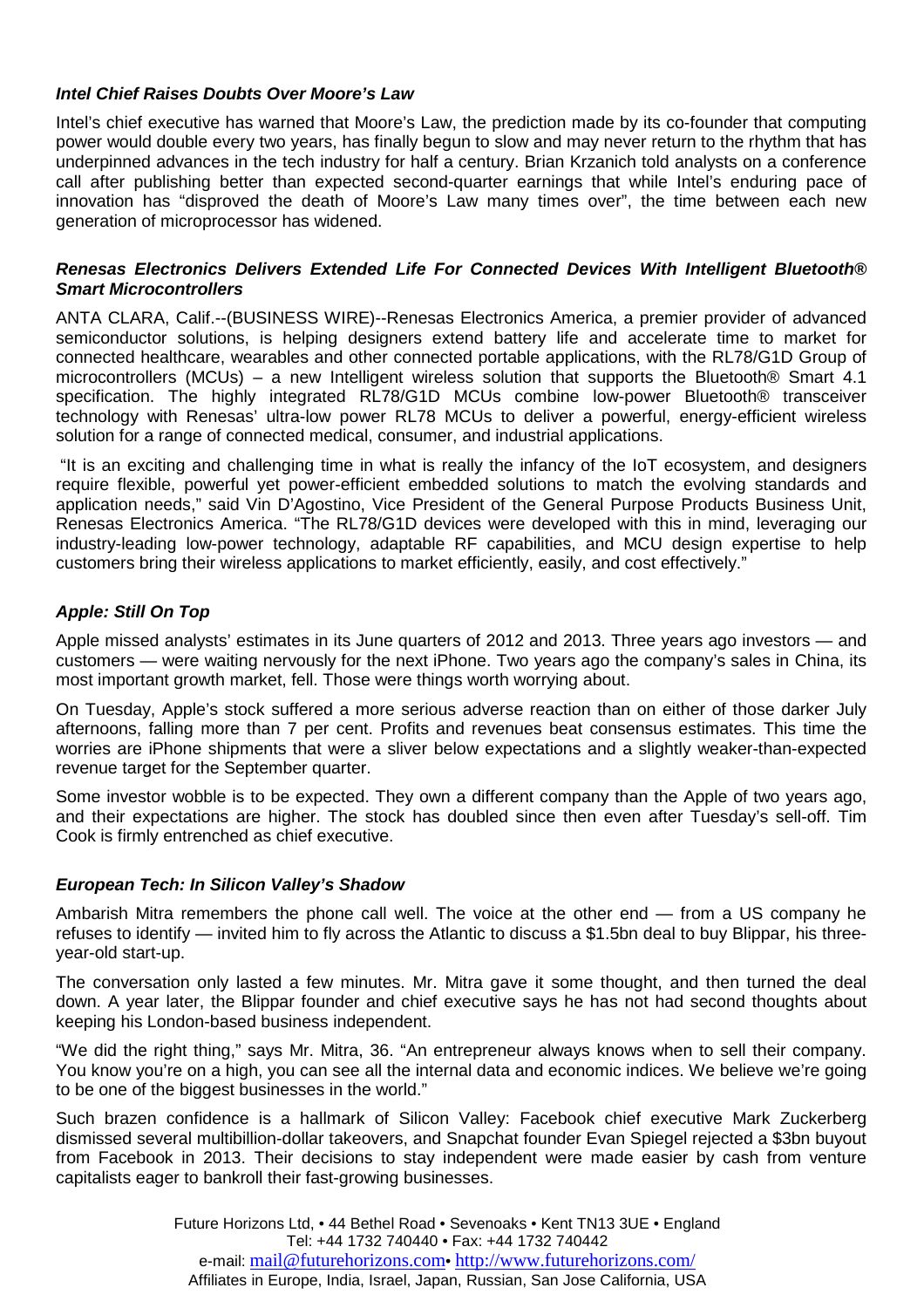### *Intel Chief Raises Doubts Over Moore's Law*

Intel's chief executive has warned that Moore's Law, the prediction made by its co-founder that computing power would double every two years, has finally begun to slow and may never return to the rhythm that has underpinned advances in the tech industry for half a century. Brian Krzanich told analysts on a conference call after publishing better than expected second-quarter earnings that while Intel's enduring pace of innovation has "disproved the death of Moore's Law many times over", the time between each new generation of microprocessor has widened.

### *Renesas Electronics Delivers Extended Life For Connected Devices With Intelligent Bluetooth® Smart Microcontrollers*

ANTA CLARA, Calif.--(BUSINESS WIRE)--Renesas Electronics America, a premier provider of advanced semiconductor solutions, is helping designers extend battery life and accelerate time to market for connected healthcare, wearables and other connected portable applications, with the RL78/G1D Group of microcontrollers (MCUs) – a new Intelligent wireless solution that supports the Bluetooth® Smart 4.1 specification. The highly integrated RL78/G1D MCUs combine low-power Bluetooth® transceiver technology with Renesas' ultra-low power RL78 MCUs to deliver a powerful, energy-efficient wireless solution for a range of connected medical, consumer, and industrial applications.

"It is an exciting and challenging time in what is really the infancy of the IoT ecosystem, and designers require flexible, powerful yet power-efficient embedded solutions to match the evolving standards and application needs," said Vin D'Agostino, Vice President of the General Purpose Products Business Unit, Renesas Electronics America. "The RL78/G1D devices were developed with this in mind, leveraging our industry-leading low-power technology, adaptable RF capabilities, and MCU design expertise to help customers bring their wireless applications to market efficiently, easily, and cost effectively."

### *Apple: Still On Top*

Apple missed analysts' estimates in its June quarters of 2012 and 2013. Three years ago investors — and customers — were waiting nervously for the next iPhone. Two years ago the company's sales in China, its most important growth market, fell. Those were things worth worrying about.

On Tuesday, Apple's stock suffered a more serious adverse reaction than on either of those darker July afternoons, falling more than 7 per cent. Profits and revenues beat consensus estimates. This time the worries are iPhone shipments that were a sliver below expectations and a slightly weaker-than-expected revenue target for the September quarter.

Some investor wobble is to be expected. They own a different company than the Apple of two years ago, and their expectations are higher. The stock has doubled since then even after Tuesday's sell-off. Tim Cook is firmly entrenched as chief executive.

### *European Tech: In Silicon Valley's Shadow*

Ambarish Mitra remembers the phone call well. The voice at the other end — from a US company he refuses to identify — invited him to fly across the Atlantic to discuss a $1.5bn deal to buy Blippar, his three-year-old start-up.

The conversation only lasted a few minutes. Mr. Mitra gave it some thought, and then turned the deal down. A year later, the Blippar founder and chief executive says he has not had second thoughts about keeping his London-based business independent.

"We did the right thing," says Mr. Mitra, 36. "An entrepreneur always knows when to sell their company. You know you're on a high, you can see all the internal data and economic indices. We believe we're going to be one of the biggest businesses in the world."

Such brazen confidence is a hallmark of Silicon Valley: Facebook chief executive Mark Zuckerberg dismissed several multibillion-dollar takeovers, and Snapchat founder Evan Spiegel rejected a $3bn buyout from Facebook in 2013. Their decisions to stay independent were made easier by cash from venture capitalists eager to bankroll their fast-growing businesses.